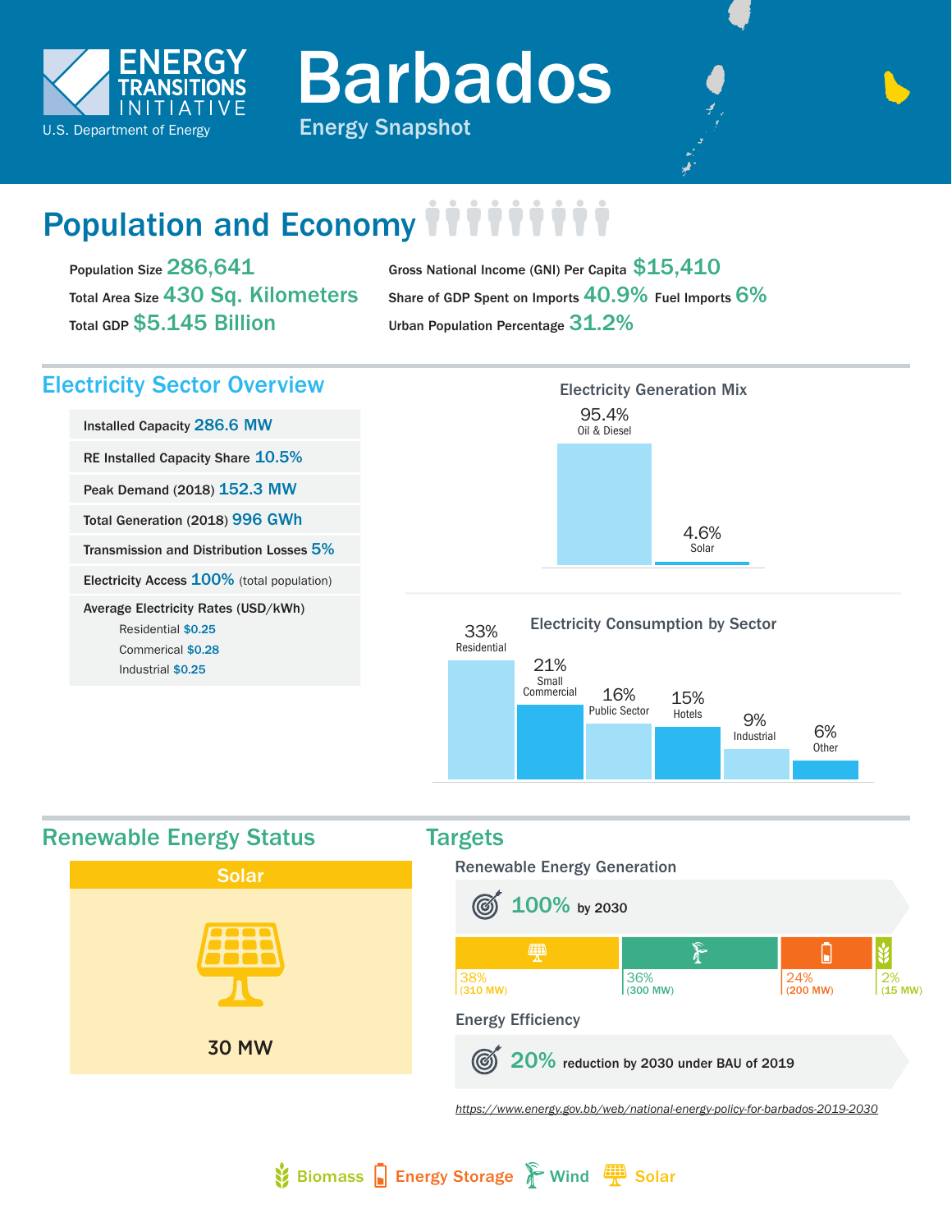ENERGY TRANSITIONS INITIATIVE

U.S. Department of Energy

# Barbados

## Energy Snapshot

## Population and Economy

Population Size **286,641**

Total Area Size **430 Sq. Kilometers**

Total GDP **$5.145 Billion**

Gross National Income (GNI) Per Capita **$15,410**

Share of GDP Spent on Imports **40.9%** Fuel Imports **6%**

Urban Population Percentage **31.2%**

## Electricity Sector Overview

| | |
|---|---|
| Installed Capacity | 286.6 MW |
| RE Installed Capacity Share | 10.5% |
| Peak Demand (2018) | 152.3 MW |
| Total Generation (2018) | 996 GWh |
| Transmission and Distribution Losses | 5% |
| Electricity Access | 100% (total population) |

Average Electricity Rates (USD/kWh)

- Residential $0.25
- Commerical $0.28
- Industrial $0.25

### Electricity Generation Mix

| Source | Share |
|---|---|
| Oil & Diesel | 95.4% |
| Solar | 4.6% |

### Electricity Consumption by Sector

| Sector | Share |
|---|---|
| Residential | 33% |
| Small Commercial | 21% |
| Public Sector | 16% |
| Hotels | 15% |
| Industrial | 9% |
| Other | 6% |

## Renewable Energy Status

**Solar**

30 MW

## Targets

### Renewable Energy Generation

**100%** by 2030

| Solar | Wind | Energy Storage | Biomass |
|---|---|---|---|
| 38% (310 MW) | 36% (300 MW) | 24% (200 MW) | 2% (15 MW) |

### Energy Efficiency

**20%** reduction by 2030 under BAU of 2019

https://www.energy.gov.bb/web/national-energy-policy-for-barbados-2019-2030

Biomass | Energy Storage | Wind | Solar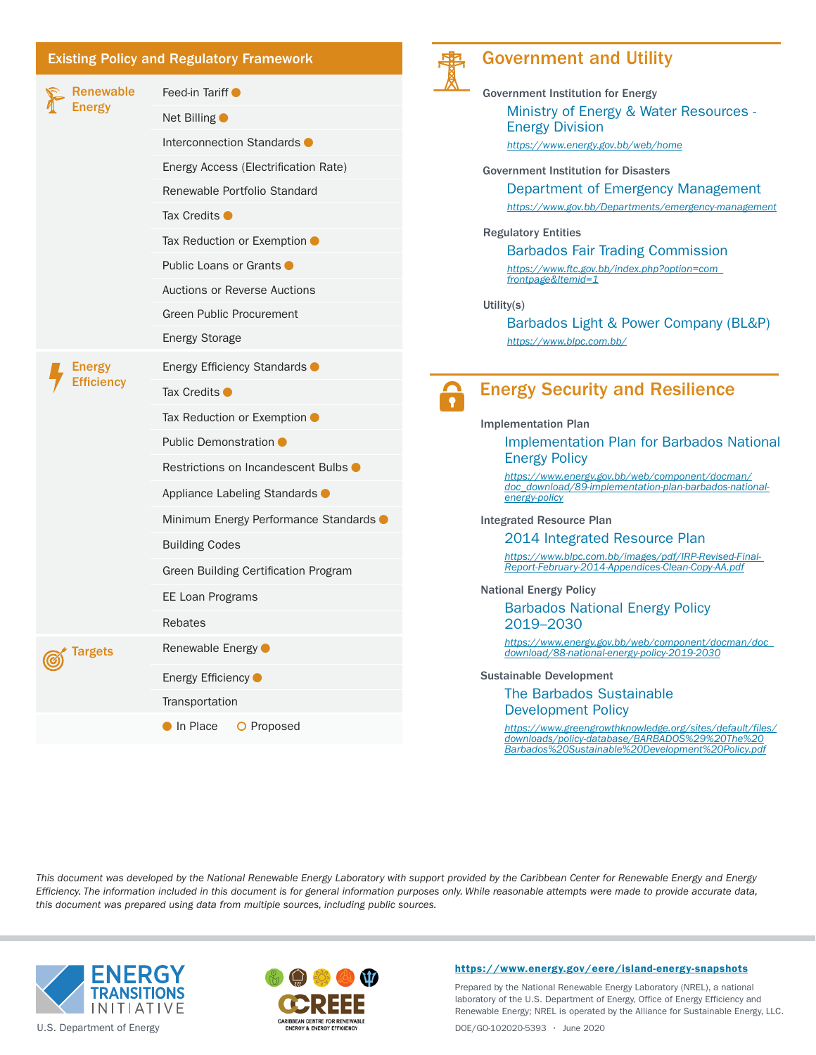## Existing Policy and Regulatory Framework

| Category | Policy | Status |
|---|---|---|
| Renewable Energy | Feed-in Tariff | ● |
| | Net Billing | ● |
| | Interconnection Standards | ● |
| | Energy Access (Electrification Rate) | |
| | Renewable Portfolio Standard | |
| | Tax Credits | ● |
| | Tax Reduction or Exemption | ● |
| | Public Loans or Grants | ● |
| | Auctions or Reverse Auctions | |
| | Green Public Procurement | |
| | Energy Storage | |
| Energy Efficiency | Energy Efficiency Standards | ● |
| | Tax Credits | ● |
| | Tax Reduction or Exemption | ● |
| | Public Demonstration | ● |
| | Restrictions on Incandescent Bulbs | ● |
| | Appliance Labeling Standards | ● |
| | Minimum Energy Performance Standards | ● |
| | Building Codes | |
| | Green Building Certification Program | |
| | EE Loan Programs | |
| | Rebates | |
| Targets | Renewable Energy | ● |
| | Energy Efficiency | ● |
| | Transportation | |

● In Place ○ Proposed

## Government and Utility

**Government Institution for Energy**

Ministry of Energy & Water Resources - Energy Division

https://www.energy.gov.bb/web/home

**Government Institution for Disasters**

Department of Emergency Management

https://www.gov.bb/Departments/emergency-management

**Regulatory Entities**

Barbados Fair Trading Commission

https://www.ftc.gov.bb/index.php?option=com_frontpage&Itemid=1

**Utility(s)**

Barbados Light & Power Company (BL&P)

https://www.blpc.com.bb/

## Energy Security and Resilience

**Implementation Plan**

Implementation Plan for Barbados National Energy Policy

https://www.energy.gov.bb/web/component/docman/doc_download/89-implementation-plan-barbados-national-energy-policy

**Integrated Resource Plan**

2014 Integrated Resource Plan

https://www.blpc.com.bb/images/pdf/IRP-Revised-Final-Report-February-2014-Appendices-Clean-Copy-AA.pdf

**National Energy Policy**

Barbados National Energy Policy 2019–2030

https://www.energy.gov.bb/web/component/docman/doc_download/88-national-energy-policy-2019-2030

**Sustainable Development**

The Barbados Sustainable Development Policy

https://www.greengrowthknowledge.org/sites/default/files/downloads/policy-database/BARBADOS%29%20The%20Barbados%20Sustainable%20Development%20Policy.pdf

*This document was developed by the National Renewable Energy Laboratory with support provided by the Caribbean Center for Renewable Energy and Energy Efficiency. The information included in this document is for general information purposes only. While reasonable attempts were made to provide accurate data, this document was prepared using data from multiple sources, including public sources.*

ENERGY TRANSITIONS INITIATIVE

U.S. Department of Energy

CCREEE — CARIBBEAN CENTRE FOR RENEWABLE ENERGY & ENERGY EFFICIENCY

**https://www.energy.gov/eere/island-energy-snapshots**

Prepared by the National Renewable Energy Laboratory (NREL), a national laboratory of the U.S. Department of Energy, Office of Energy Efficiency and Renewable Energy; NREL is operated by the Alliance for Sustainable Energy, LLC.

DOE/GO-102020-5393 · June 2020